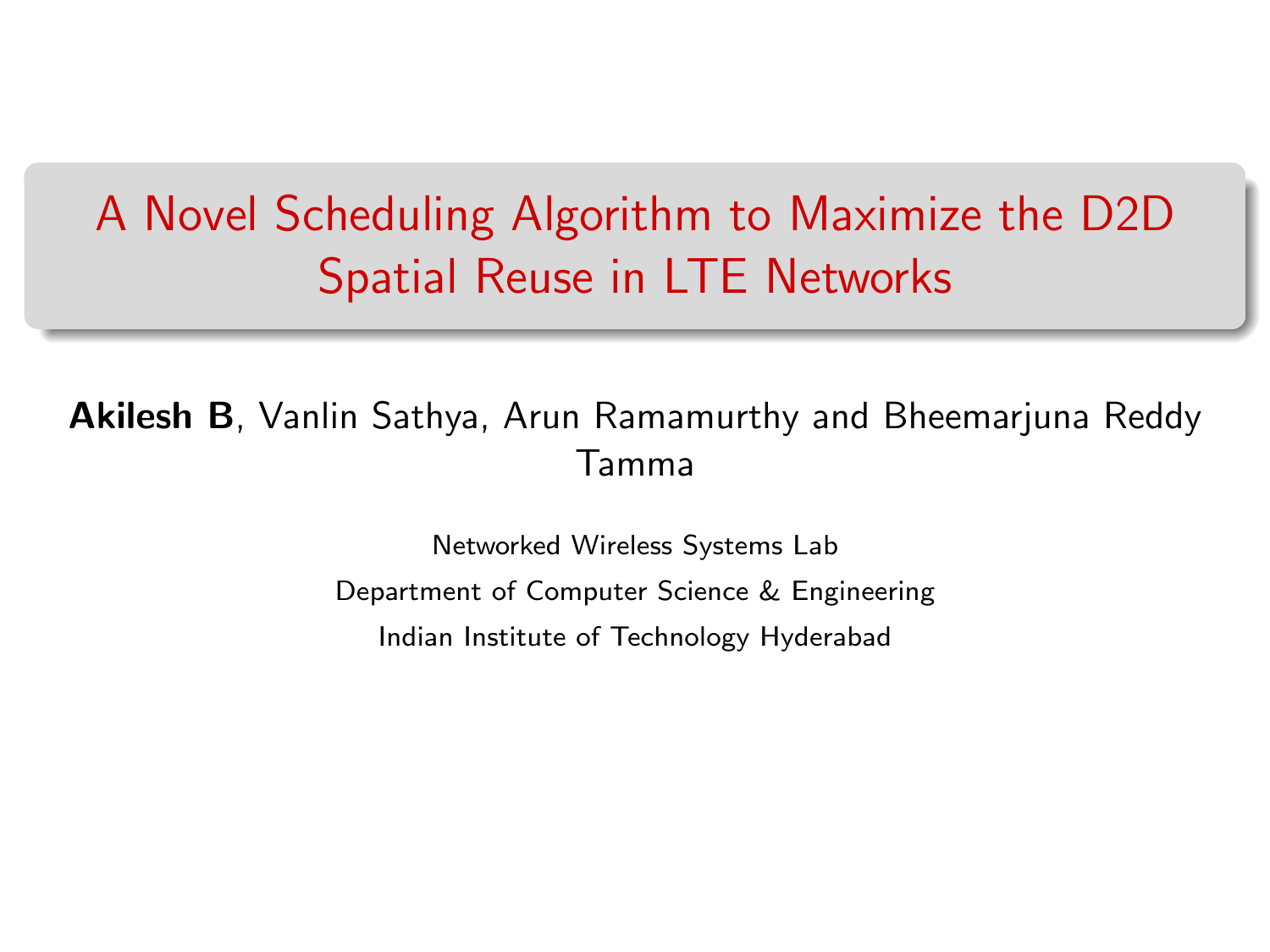# A Novel Scheduling Algorithm to Maximize the D2D Spatial Reuse in LTE Networks

**Akilesh B**, Vanlin Sathya, Arun Ramamurthy and Bheemarjuna Reddy Tamma

Networked Wireless Systems Lab

Department of Computer Science & Engineering

Indian Institute of Technology Hyderabad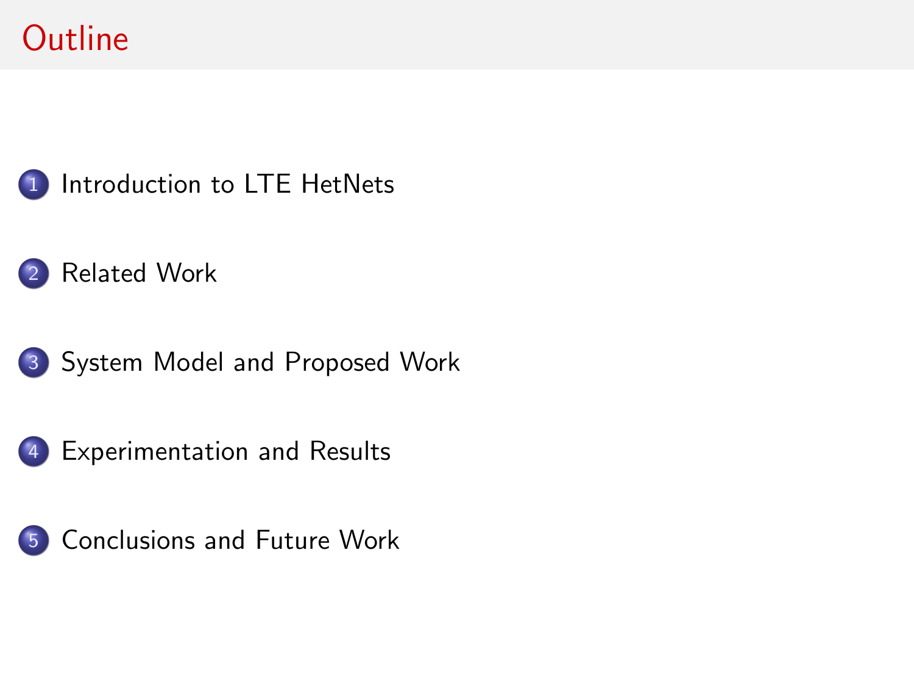# Outline

1. Introduction to LTE HetNets
2. Related Work
3. System Model and Proposed Work
4. Experimentation and Results
5. Conclusions and Future Work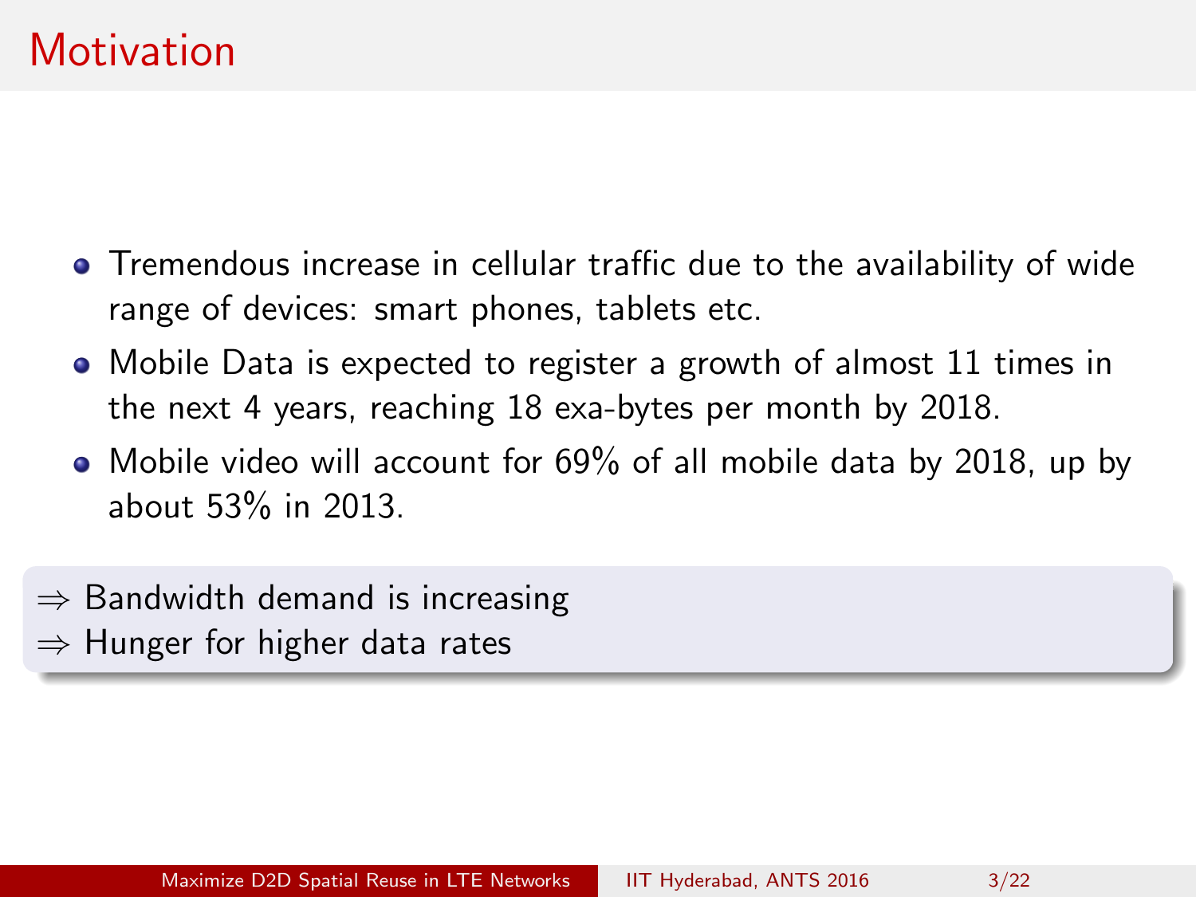# Motivation

- Tremendous increase in cellular traffic due to the availability of wide range of devices: smart phones, tablets etc.
- Mobile Data is expected to register a growth of almost 11 times in the next 4 years, reaching 18 exa-bytes per month by 2018.
- Mobile video will account for 69% of all mobile data by 2018, up by about 53% in 2013.

$\Rightarrow$ Bandwidth demand is increasing
$\Rightarrow$ Hunger for higher data rates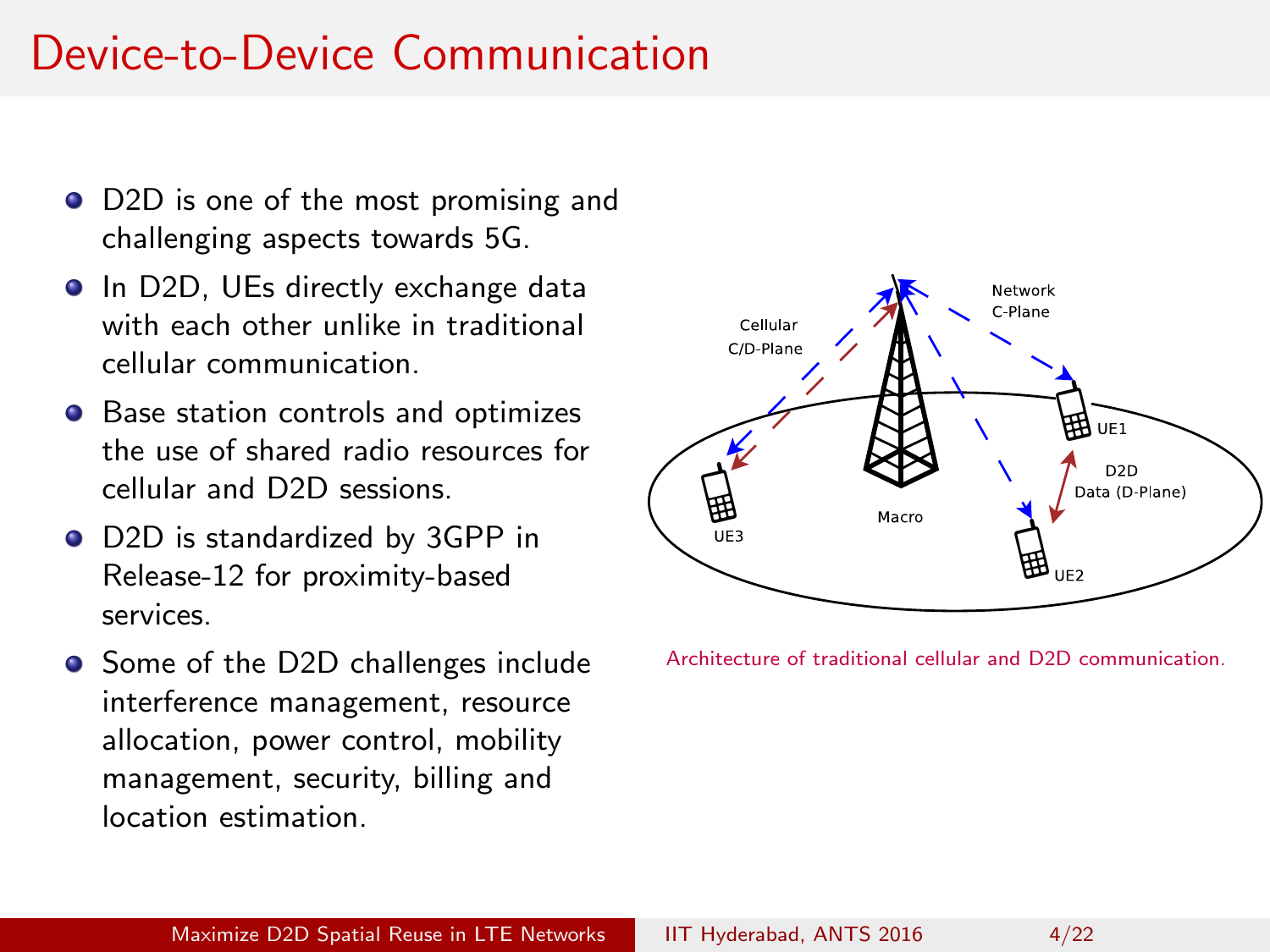# Device-to-Device Communication

- D2D is one of the most promising and challenging aspects towards 5G.
- In D2D, UEs directly exchange data with each other unlike in traditional cellular communication.
- Base station controls and optimizes the use of shared radio resources for cellular and D2D sessions.
- D2D is standardized by 3GPP in Release-12 for proximity-based services.
- Some of the D2D challenges include interference management, resource allocation, power control, mobility management, security, billing and location estimation.

Architecture of traditional cellular and D2D communication.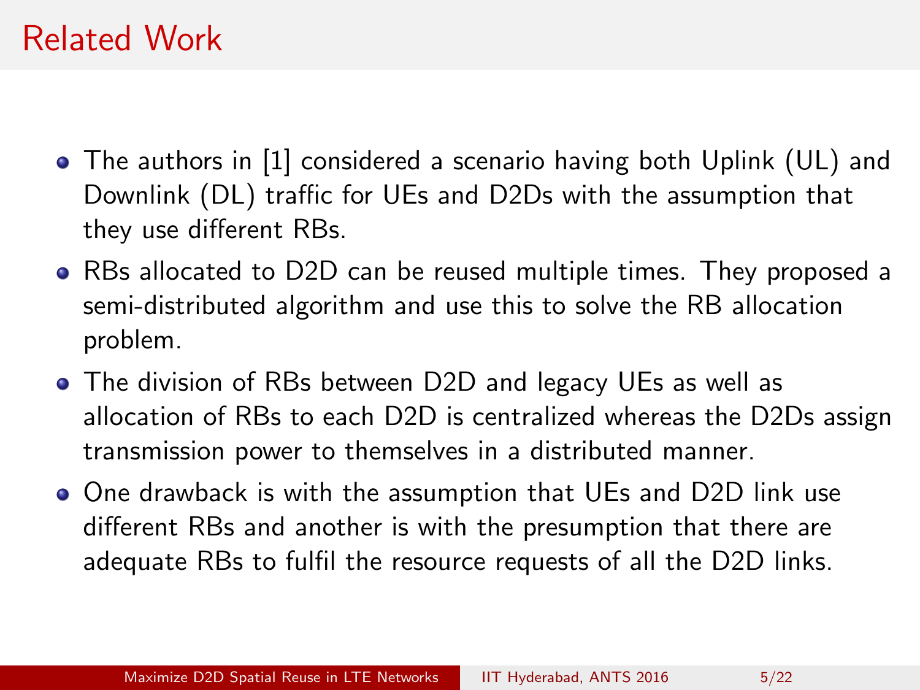# Related Work

- The authors in [1] considered a scenario having both Uplink (UL) and Downlink (DL) traffic for UEs and D2Ds with the assumption that they use different RBs.
- RBs allocated to D2D can be reused multiple times. They proposed a semi-distributed algorithm and use this to solve the RB allocation problem.
- The division of RBs between D2D and legacy UEs as well as allocation of RBs to each D2D is centralized whereas the D2Ds assign transmission power to themselves in a distributed manner.
- One drawback is with the assumption that UEs and D2D link use different RBs and another is with the presumption that there are adequate RBs to fulfil the resource requests of all the D2D links.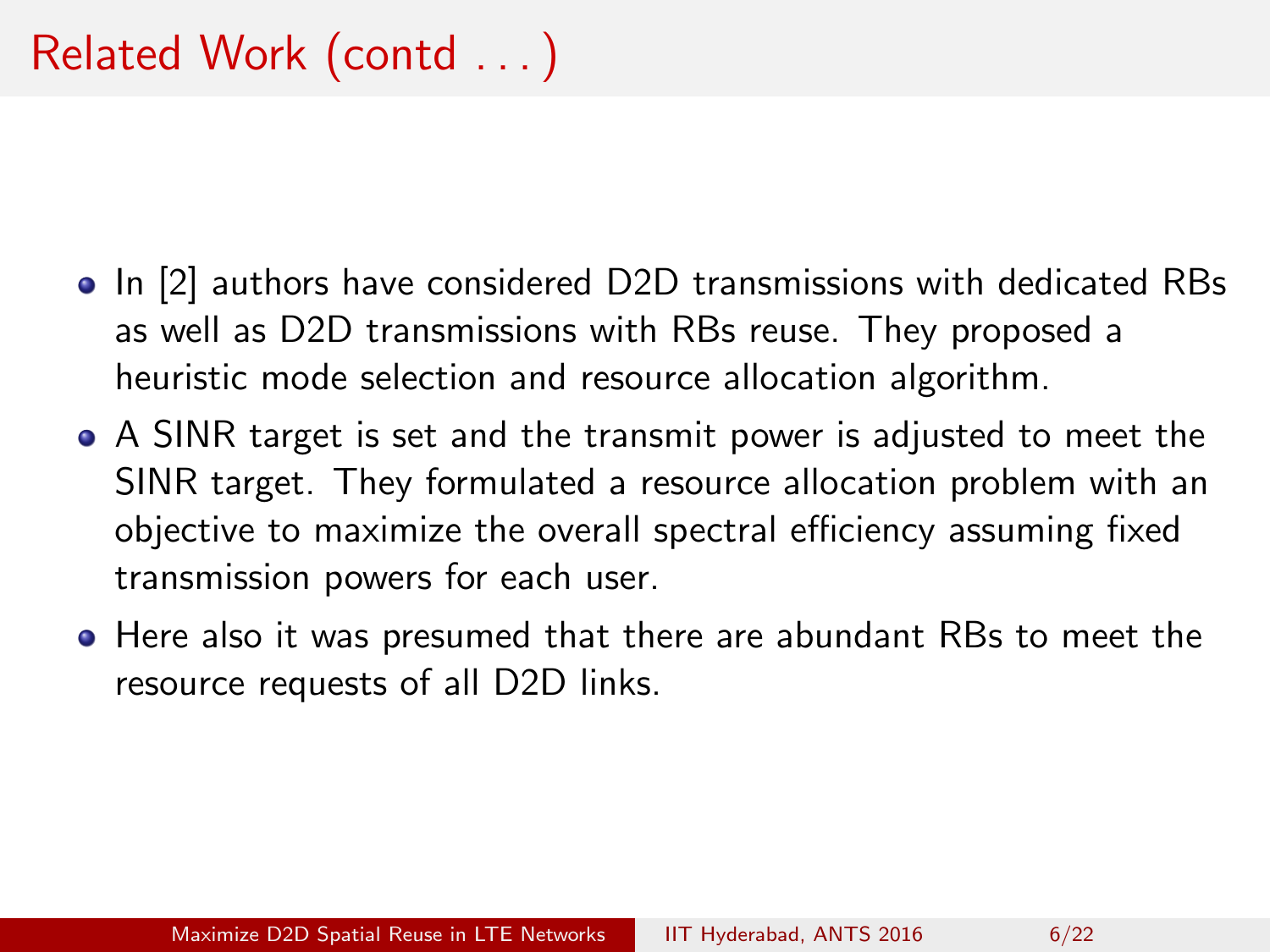# Related Work (contd . . . )

- In [2] authors have considered D2D transmissions with dedicated RBs as well as D2D transmissions with RBs reuse. They proposed a heuristic mode selection and resource allocation algorithm.
- A SINR target is set and the transmit power is adjusted to meet the SINR target. They formulated a resource allocation problem with an objective to maximize the overall spectral efficiency assuming fixed transmission powers for each user.
- Here also it was presumed that there are abundant RBs to meet the resource requests of all D2D links.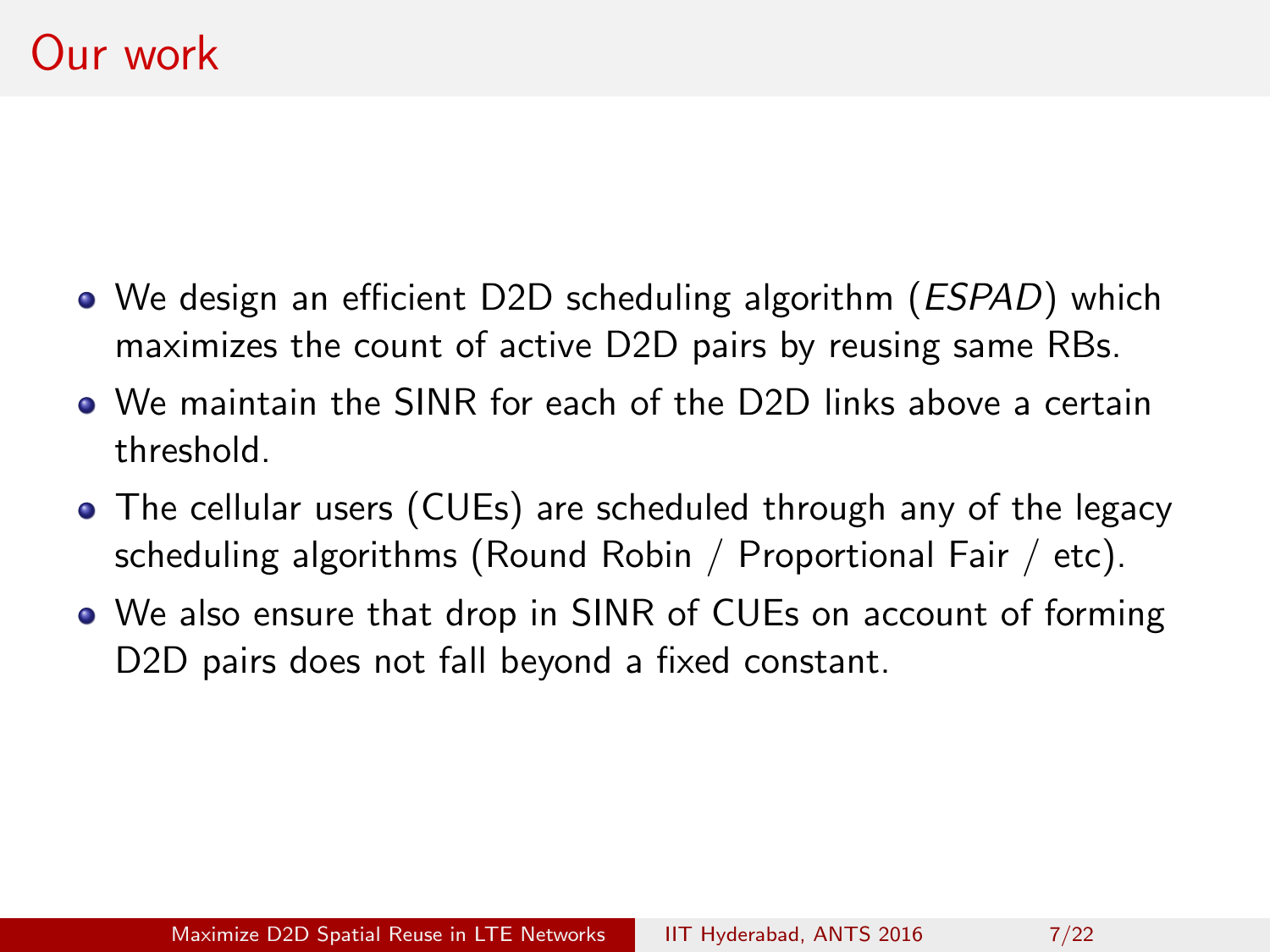# Our work

- We design an efficient D2D scheduling algorithm (*ESPAD*) which maximizes the count of active D2D pairs by reusing same RBs.
- We maintain the SINR for each of the D2D links above a certain threshold.
- The cellular users (CUEs) are scheduled through any of the legacy scheduling algorithms (Round Robin / Proportional Fair / etc).
- We also ensure that drop in SINR of CUEs on account of forming D2D pairs does not fall beyond a fixed constant.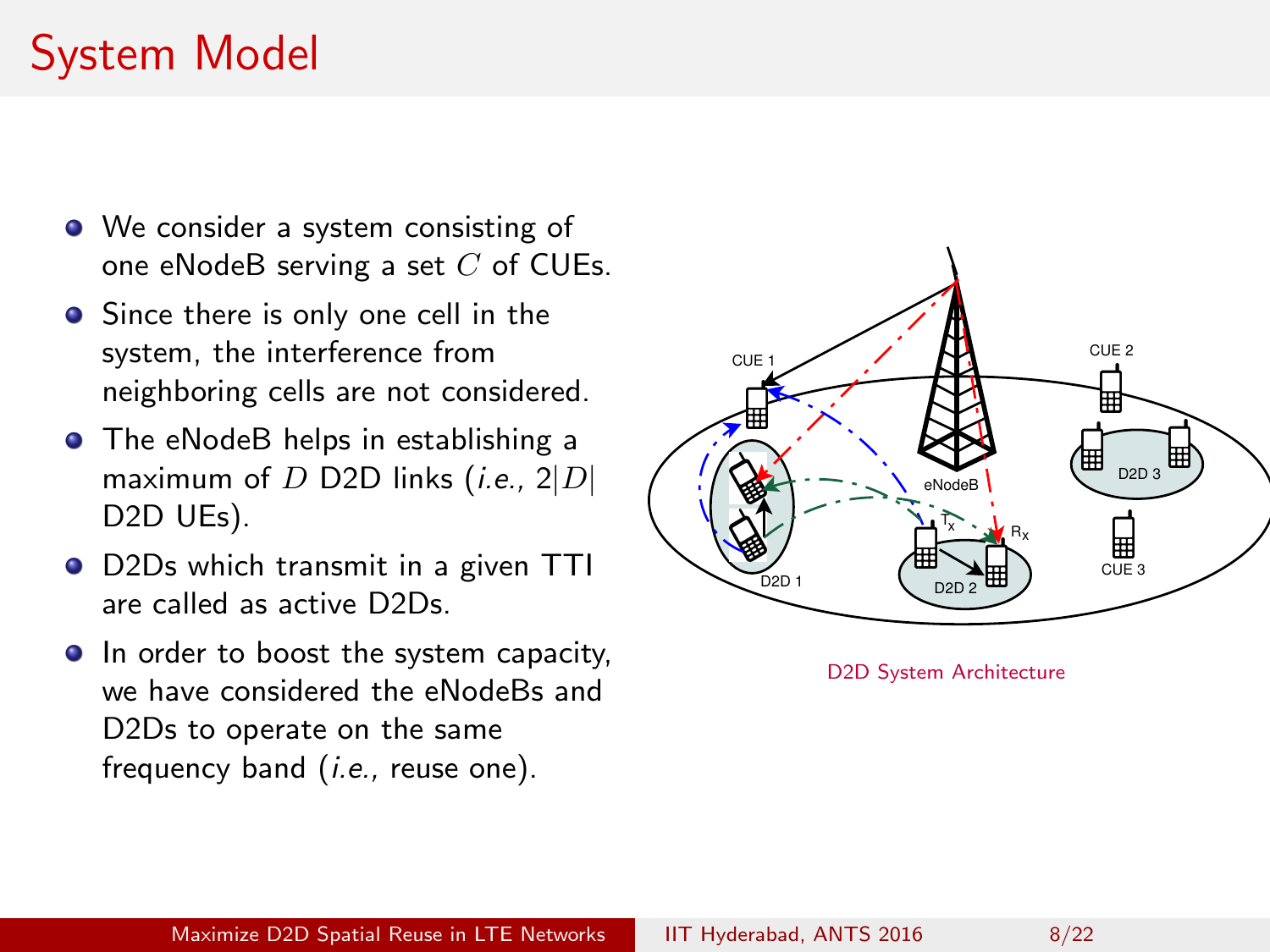# System Model

- We consider a system consisting of one eNodeB serving a set $C$ of CUEs.
- Since there is only one cell in the system, the interference from neighboring cells are not considered.
- The eNodeB helps in establishing a maximum of $D$ D2D links (*i.e.*, $2|D|$ D2D UEs).
- D2Ds which transmit in a given TTI are called as active D2Ds.
- In order to boost the system capacity, we have considered the eNodeBs and D2Ds to operate on the same frequency band (*i.e.*, reuse one).

D2D System Architecture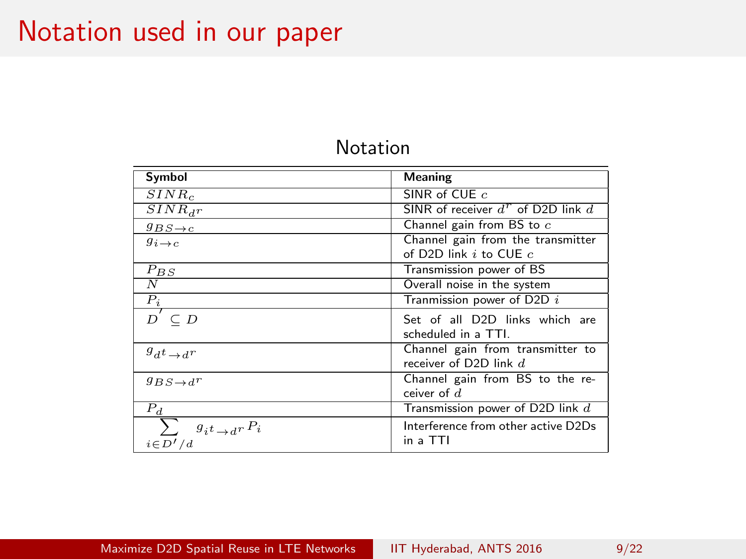# Notation used in our paper

Notation

| Symbol | Meaning |
|---|---|
| $SINR_c$ | SINR of CUE $c$ |
| $SINR_{d^r}$ | SINR of receiver $d^r$ of D2D link $d$ |
| $g_{BS \to c}$ | Channel gain from BS to $c$ |
| $g_{i \to c}$ | Channel gain from the transmitter of D2D link $i$ to CUE $c$ |
| $P_{BS}$ | Transmission power of BS |
| $N$ | Overall noise in the system |
| $P_i$ | Tranmission power of D2D $i$ |
| $D^{'} \subseteq D$ | Set of all D2D links which are scheduled in a TTI. |
| $g_{d^t \to d^r}$ | Channel gain from transmitter to receiver of D2D link $d$ |
| $g_{BS \to d^r}$ | Channel gain from BS to the receiver of $d$ |
| $P_d$ | Transmission power of D2D link $d$ |
| $\sum_{i \in D'/d} g_{i^t \to d^r} P_i$ | Interference from other active D2Ds in a TTI |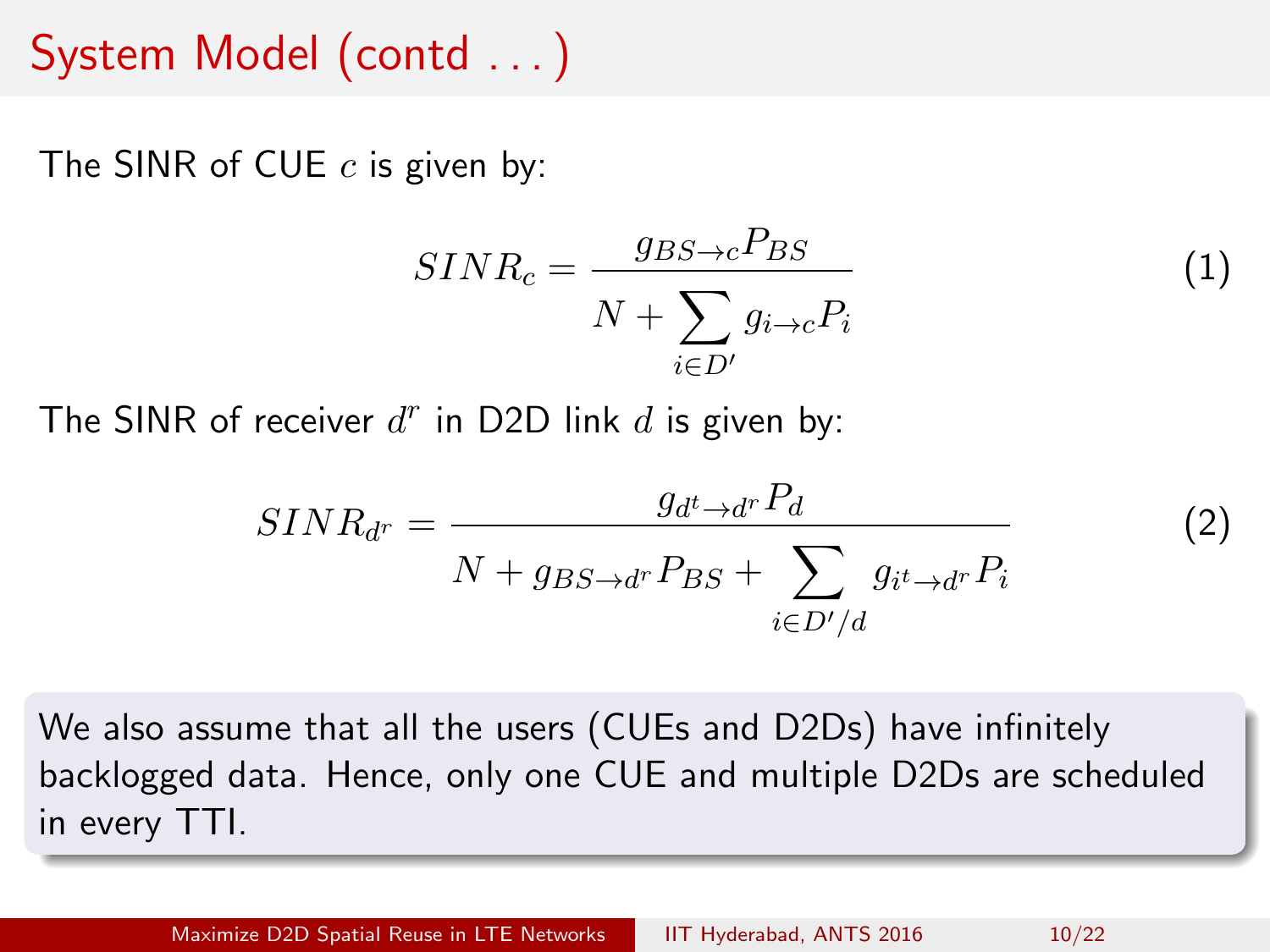# System Model (contd . . . )

The SINR of CUE $c$ is given by:

$$SINR_c = \frac{g_{BS \to c} P_{BS}}{N + \sum_{i \in D'} g_{i \to c} P_i} \tag{1}$$

The SINR of receiver $d^r$ in D2D link $d$ is given by:

$$SINR_{d^r} = \frac{g_{d^t \to d^r} P_d}{N + g_{BS \to d^r} P_{BS} + \sum_{i \in D'/d} g_{i^t \to d^r} P_i} \tag{2}$$

We also assume that all the users (CUEs and D2Ds) have infinitely backlogged data. Hence, only one CUE and multiple D2Ds are scheduled in every TTI.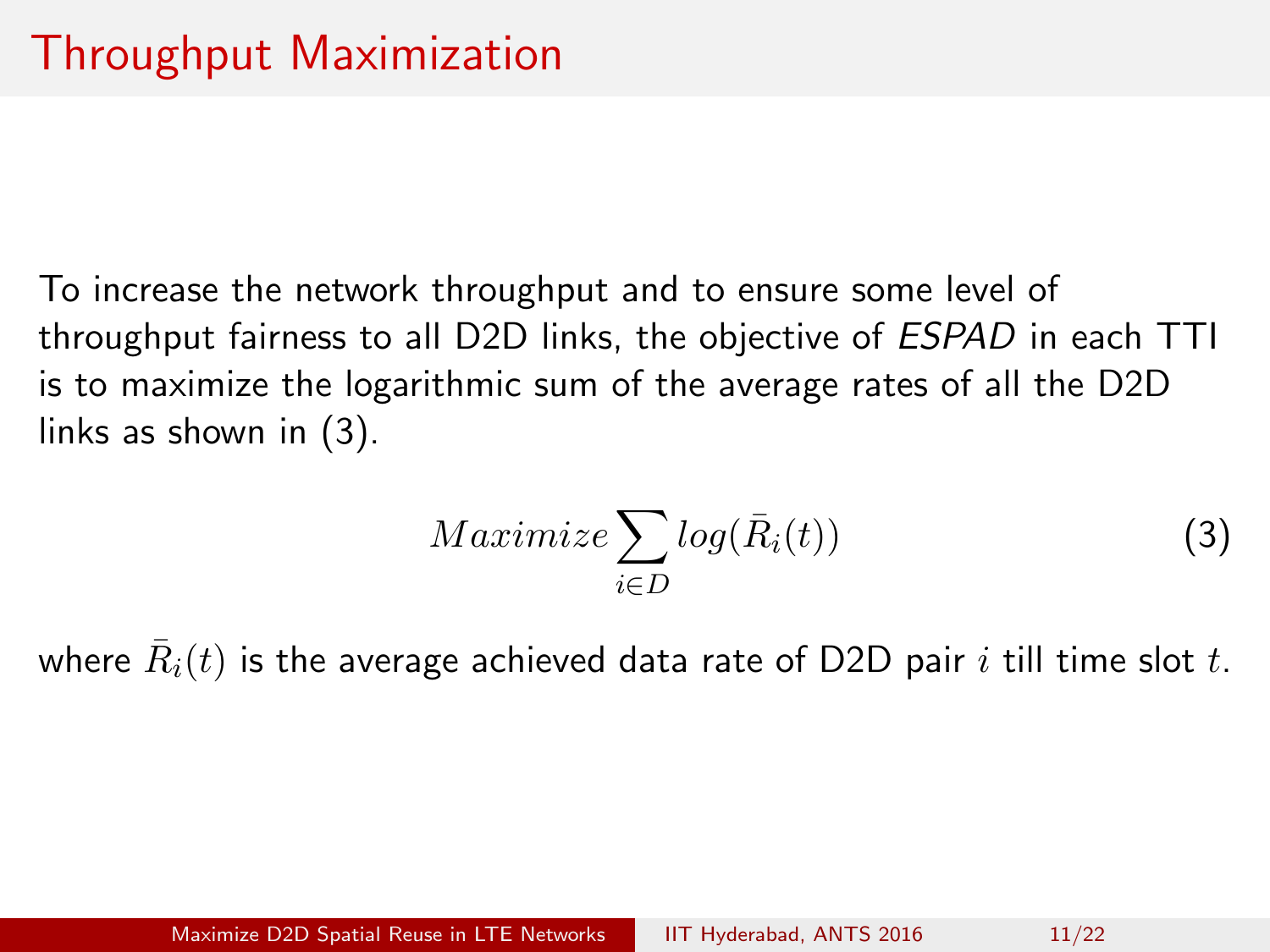# Throughput Maximization

To increase the network throughput and to ensure some level of throughput fairness to all D2D links, the objective of *ESPAD* in each TTI is to maximize the logarithmic sum of the average rates of all the D2D links as shown in (3).

$$Maximize \sum_{i \in D} log(\bar{R}_i(t)) \tag{3}$$

where $\bar{R}_i(t)$ is the average achieved data rate of D2D pair $i$ till time slot $t$.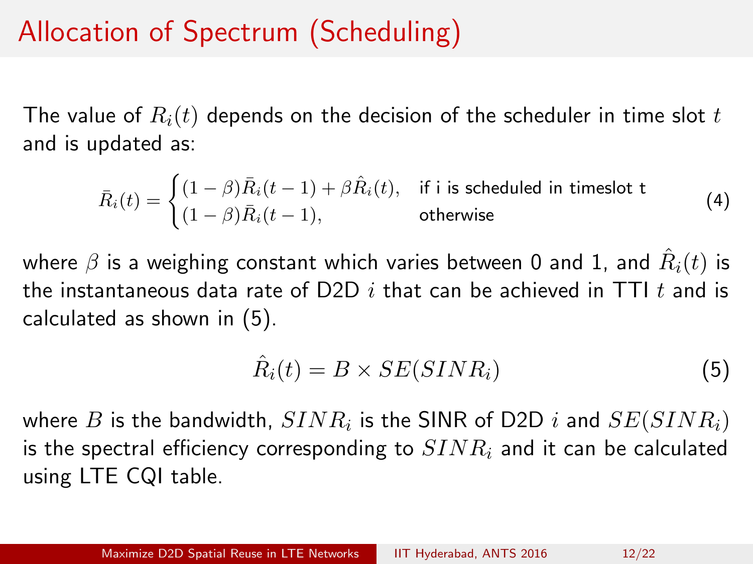# Allocation of Spectrum (Scheduling)

The value of $R_i(t)$ depends on the decision of the scheduler in time slot $t$ and is updated as:

$$\bar{R}_i(t) = \begin{cases} (1-\beta)\bar{R}_i(t-1) + \beta\hat{R}_i(t), & \text{if i is scheduled in timeslot t} \\ (1-\beta)\bar{R}_i(t-1), & \text{otherwise} \end{cases} \tag{4}$$

where $\beta$ is a weighing constant which varies between 0 and 1, and $\hat{R}_i(t)$ is the instantaneous data rate of D2D $i$ that can be achieved in TTI $t$ and is calculated as shown in (5).

$$\hat{R}_i(t) = B \times SE(SINR_i) \tag{5}$$

where $B$ is the bandwidth, $SINR_i$ is the SINR of D2D $i$ and $SE(SINR_i)$ is the spectral efficiency corresponding to $SINR_i$ and it can be calculated using LTE CQI table.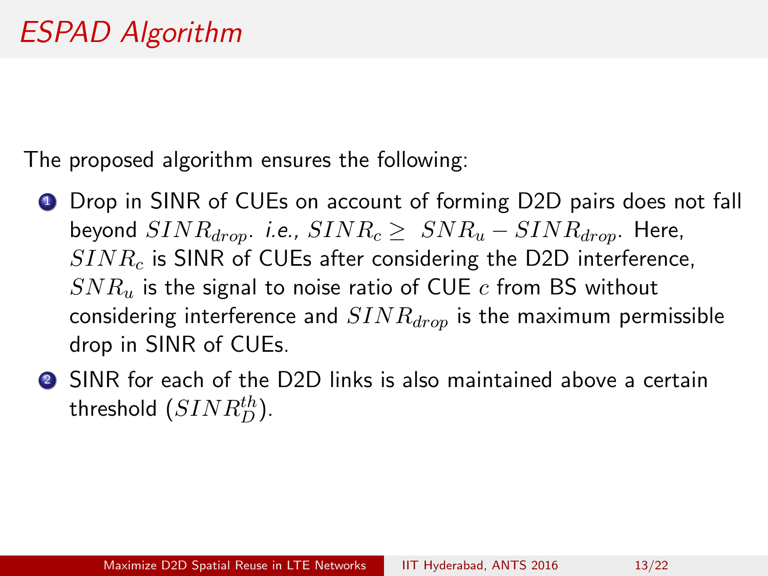# ESPAD Algorithm

The proposed algorithm ensures the following:

1. Drop in SINR of CUEs on account of forming D2D pairs does not fall beyond $SINR_{drop}$. *i.e.,* $SINR_c \geq SNR_u - SINR_{drop}$. Here, $SINR_c$ is SINR of CUEs after considering the D2D interference, $SNR_u$ is the signal to noise ratio of CUE $c$ from BS without considering interference and $SINR_{drop}$ is the maximum permissible drop in SINR of CUEs.
2. SINR for each of the D2D links is also maintained above a certain threshold ($SINR_D^{th}$).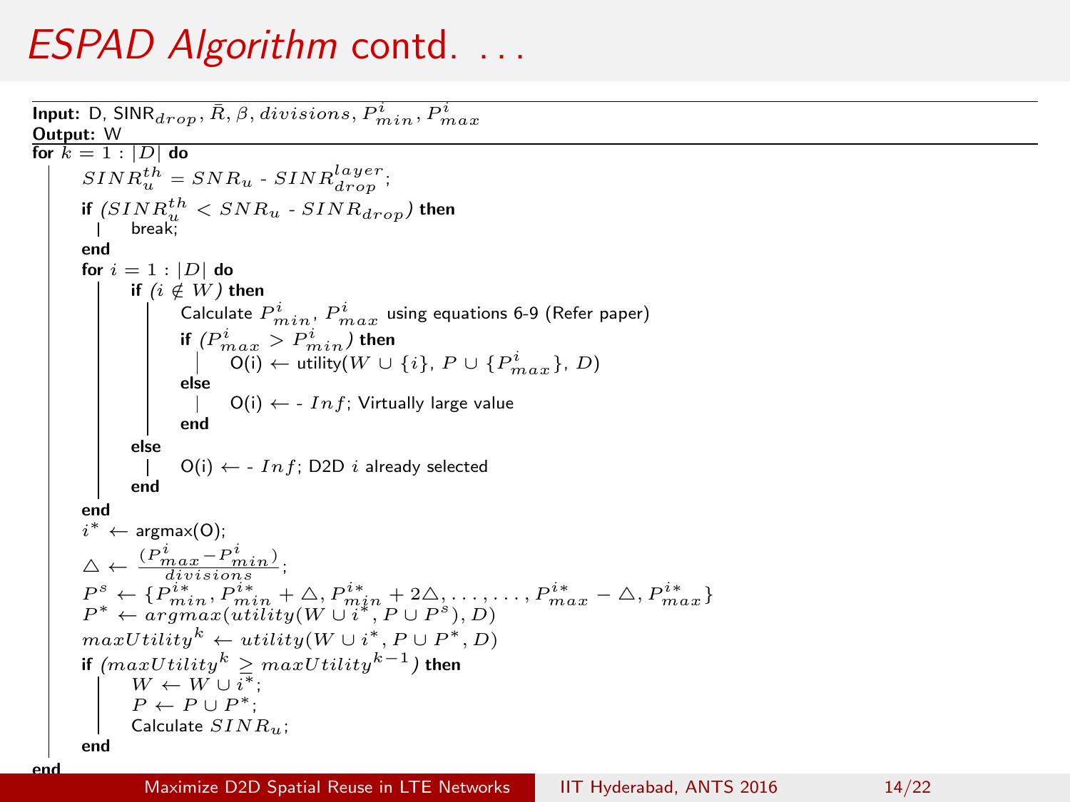# *ESPAD Algorithm* contd. . . .

**Input:** D, $\text{SINR}_{drop}, \bar{R}, \beta, divisions, P^i_{min}, P^i_{max}$

**Output:** W

```
for k = 1 : |D| do
    SINR_u^th = SNR_u - SINR_drop^layer;
    if (SINR_u^th < SNR_u - SINR_drop) then
        break;
    end
    for i = 1 : |D| do
        if (i ∉ W) then
            Calculate P^i_min, P^i_max using equations 6-9 (Refer paper)
            if (P^i_max > P^i_min) then
                O(i) ← utility(W ∪ {i}, P ∪ {P^i_max}, D)
            else
                O(i) ← - Inf; Virtually large value
            end
        else
            O(i) ← - Inf; D2D i already selected
        end
    end
    i* ← argmax(O);
    △ ← (P^i_max − P^i_min) / divisions;
    P^s ← {P^{i*}_min, P^{i*}_min + △, P^{i*}_min + 2△, . . . , . . . , P^{i*}_max − △, P^{i*}_max}
    P* ← argmax(utility(W ∪ i*, P ∪ P^s), D)
    maxUtility^k ← utility(W ∪ i*, P ∪ P*, D)
    if (maxUtility^k ≥ maxUtility^{k−1}) then
        W ← W ∪ i*;
        P ← P ∪ P*;
        Calculate SINR_u;
    end
end
```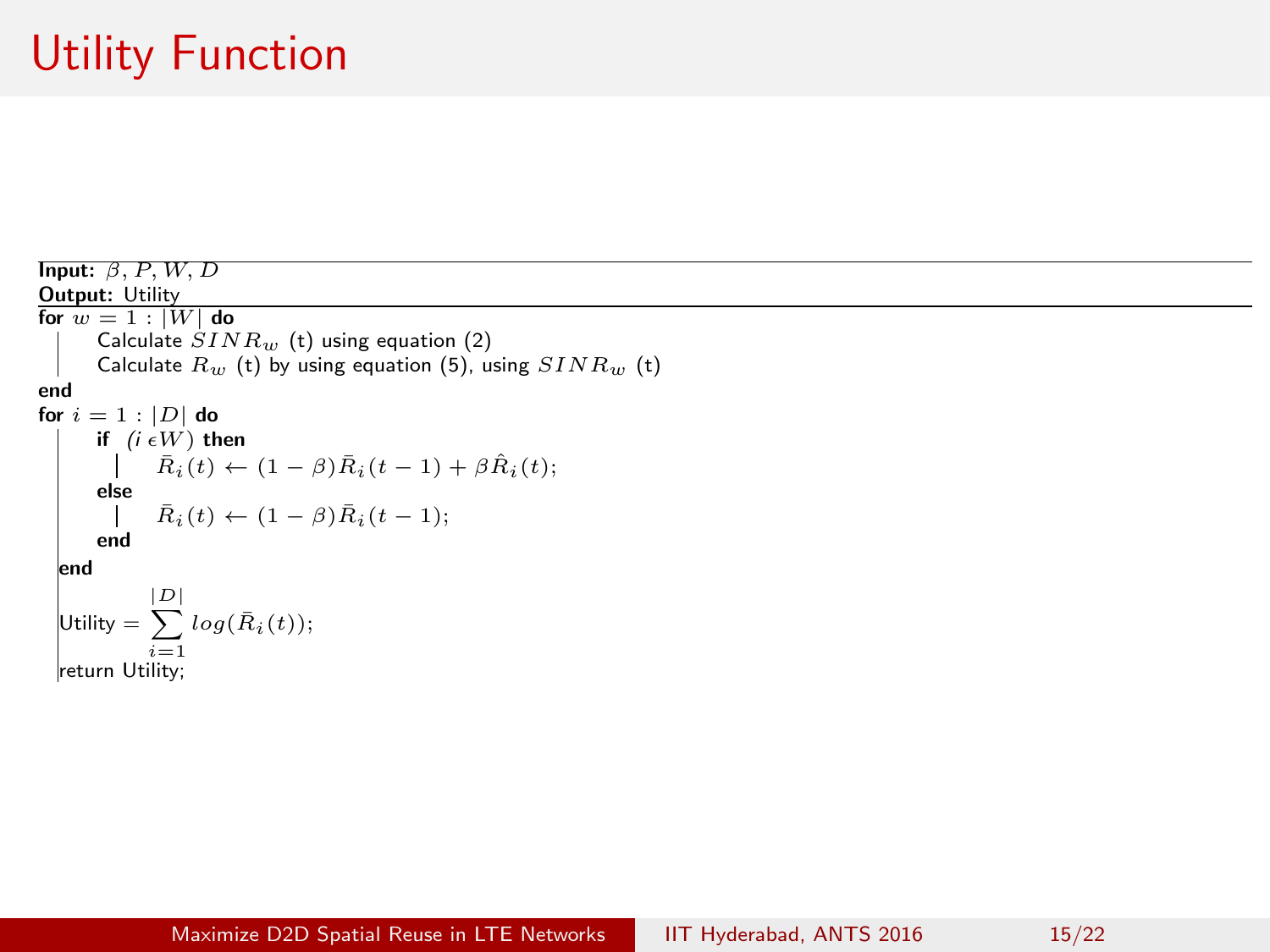# Utility Function

**Input:** $\beta, P, W, D$
**Output:** Utility

```
for w = 1 : |W| do
    Calculate SINR_w (t) using equation (2)
    Calculate R_w (t) by using equation (5), using SINR_w (t)
end
for i = 1 : |D| do
    if (i ϵ W) then
        R̄_i(t) ← (1 − β) R̄_i(t − 1) + β R̂_i(t);
    else
        R̄_i(t) ← (1 − β) R̄_i(t − 1);
    end
end
Utility = Σ_{i=1}^{|D|} log(R̄_i(t));
return Utility;
```

where:

$$\bar{R}_i(t) \leftarrow (1-\beta)\bar{R}_i(t-1) + \beta\hat{R}_i(t);$$

$$\bar{R}_i(t) \leftarrow (1-\beta)\bar{R}_i(t-1);$$

$$\text{Utility} = \sum_{i=1}^{|D|} log(\bar{R}_i(t));$$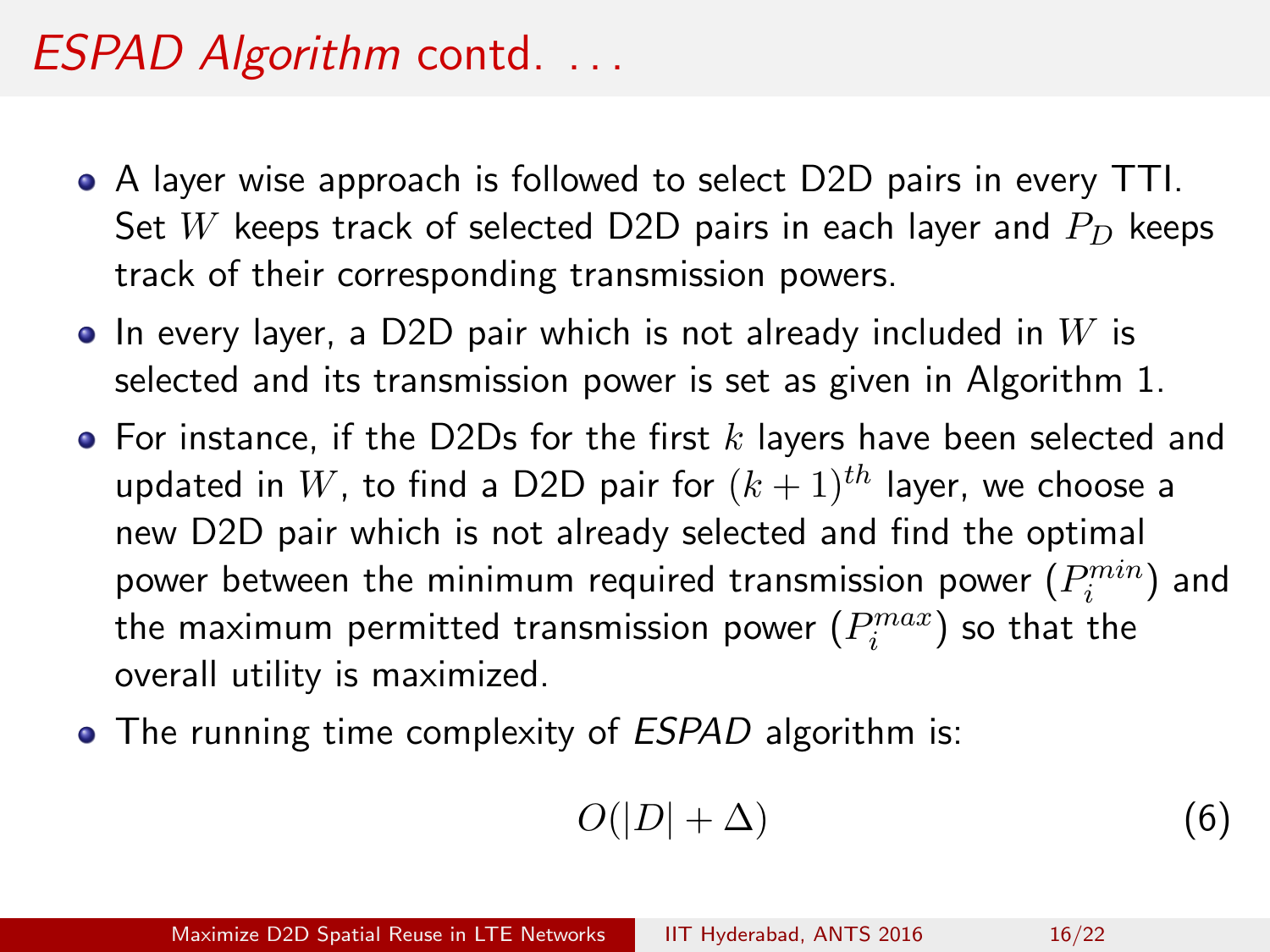# *ESPAD Algorithm* contd. . . .

- A layer wise approach is followed to select D2D pairs in every TTI. Set $W$ keeps track of selected D2D pairs in each layer and $P_D$ keeps track of their corresponding transmission powers.
- In every layer, a D2D pair which is not already included in $W$ is selected and its transmission power is set as given in Algorithm 1.
- For instance, if the D2Ds for the first $k$ layers have been selected and updated in $W$, to find a D2D pair for $(k+1)^{th}$ layer, we choose a new D2D pair which is not already selected and find the optimal power between the minimum required transmission power ($P_i^{min}$) and the maximum permitted transmission power ($P_i^{max}$) so that the overall utility is maximized.
- The running time complexity of *ESPAD* algorithm is:

$$O(|D| + \Delta) \tag{6}$$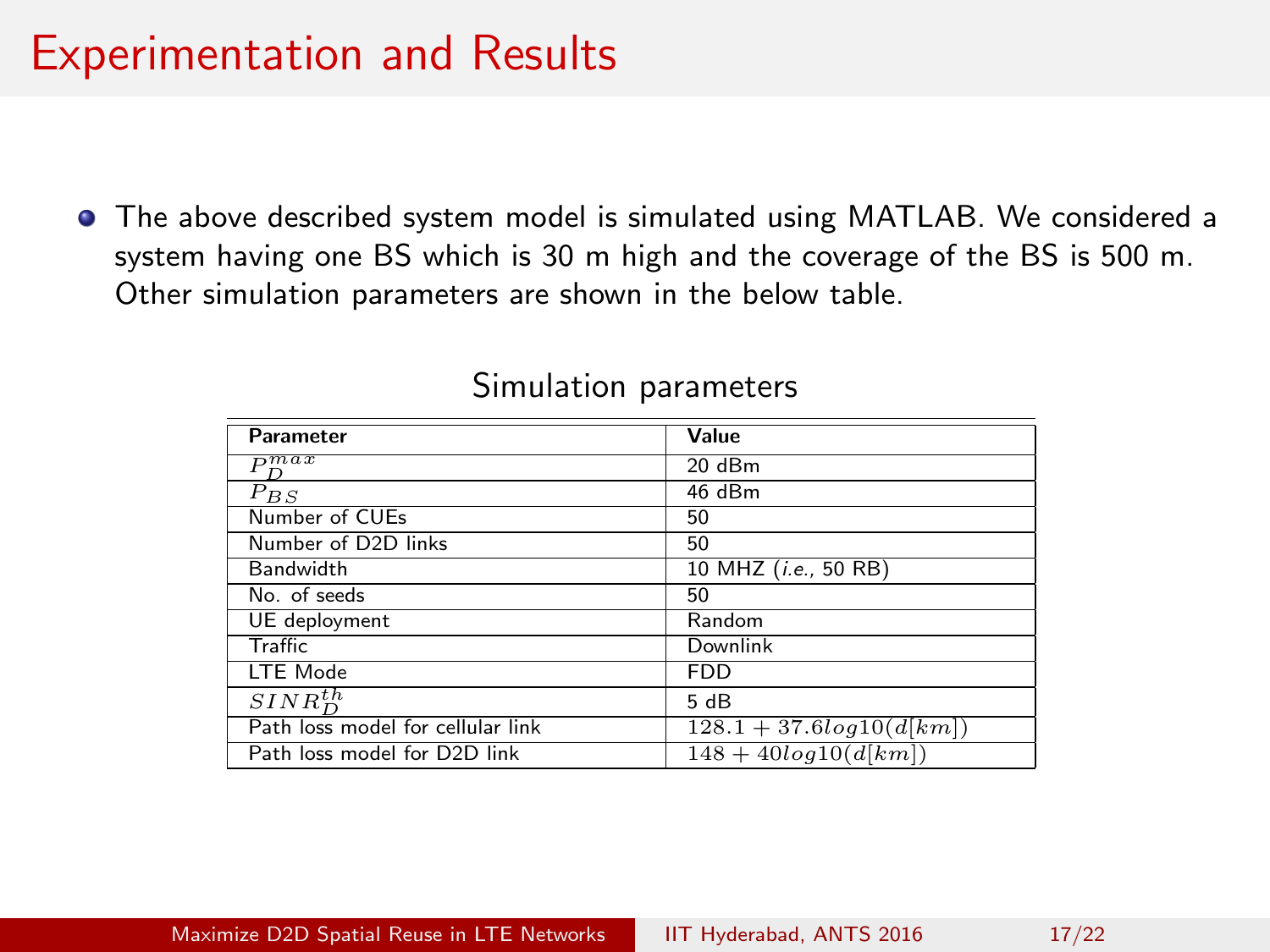# Experimentation and Results

- The above described system model is simulated using MATLAB. We considered a system having one BS which is 30 m high and the coverage of the BS is 500 m. Other simulation parameters are shown in the below table.

Simulation parameters

| **Parameter** | **Value** |
|---|---|
| $P_D^{max}$ | 20 dBm |
| $P_{BS}$ | 46 dBm |
| Number of CUEs | 50 |
| Number of D2D links | 50 |
| Bandwidth | 10 MHZ (*i.e.*, 50 RB) |
| No. of seeds | 50 |
| UE deployment | Random |
| Traffic | Downlink |
| LTE Mode | FDD |
| $SINR_D^{th}$ | 5 dB |
| Path loss model for cellular link | $128.1 + 37.6log10(d[km])$ |
| Path loss model for D2D link | $148 + 40log10(d[km])$ |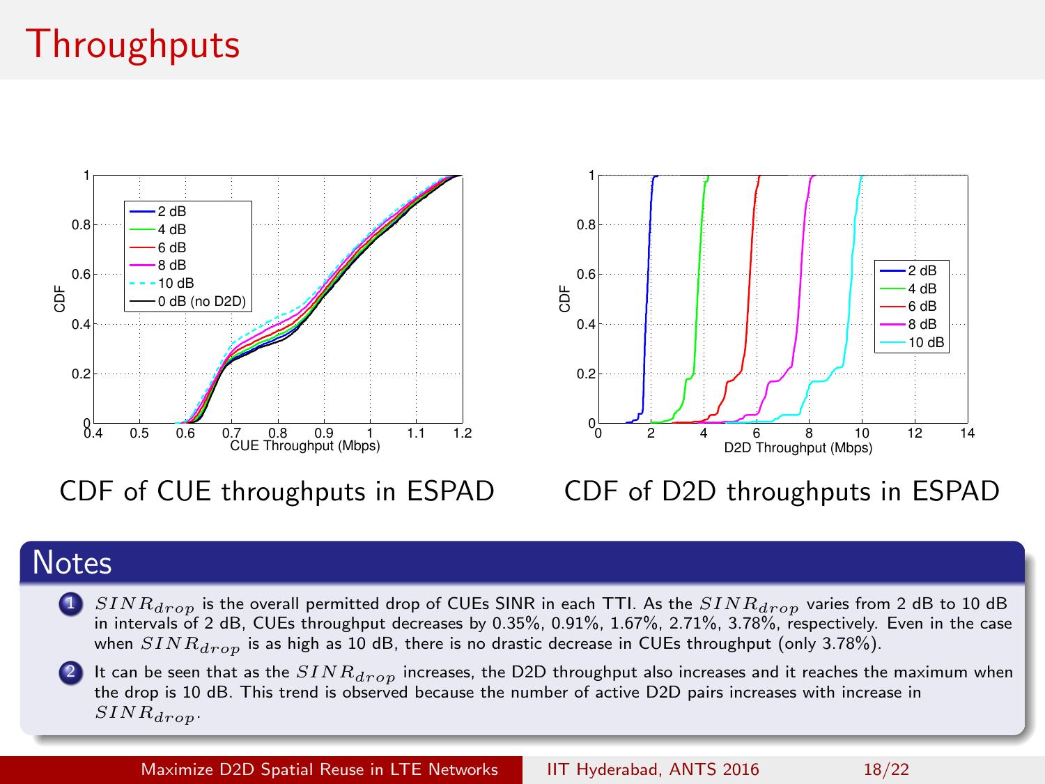# Throughputs

CDF of CUE throughputs in ESPAD

CDF of D2D throughputs in ESPAD

## Notes

1. $SINR_{drop}$ is the overall permitted drop of CUEs SINR in each TTI. As the $SINR_{drop}$ varies from 2 dB to 10 dB in intervals of 2 dB, CUEs throughput decreases by 0.35%, 0.91%, 1.67%, 2.71%, 3.78%, respectively. Even in the case when $SINR_{drop}$ is as high as 10 dB, there is no drastic decrease in CUEs throughput (only 3.78%).
2. It can be seen that as the $SINR_{drop}$ increases, the D2D throughput also increases and it reaches the maximum when the drop is 10 dB. This trend is observed because the number of active D2D pairs increases with increase in $SINR_{drop}$.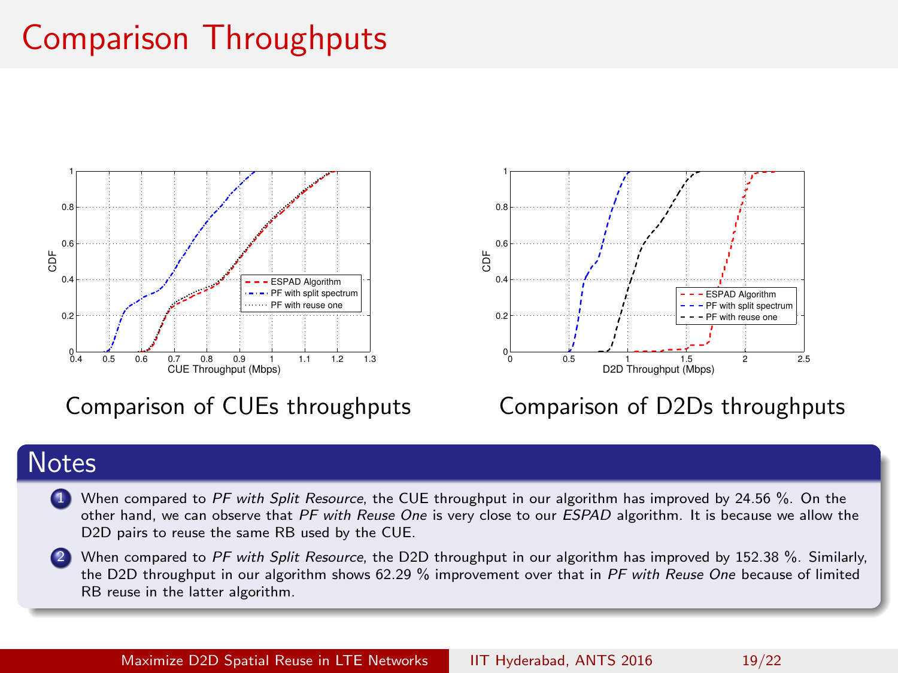# Comparison Throughputs

Comparison of CUEs throughputs

Comparison of D2Ds throughputs

## Notes

1. When compared to *PF with Split Resource*, the CUE throughput in our algorithm has improved by 24.56 %. On the other hand, we can observe that *PF with Reuse One* is very close to our *ESPAD* algorithm. It is because we allow the D2D pairs to reuse the same RB used by the CUE.
2. When compared to *PF with Split Resource*, the D2D throughput in our algorithm has improved by 152.38 %. Similarly, the D2D throughput in our algorithm shows 62.29 % improvement over that in *PF with Reuse One* because of limited RB reuse in the latter algorithm.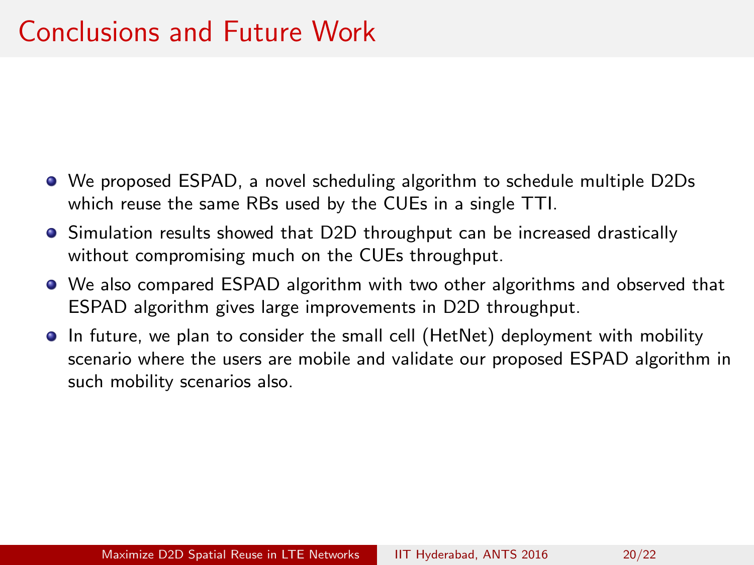# Conclusions and Future Work

- We proposed ESPAD, a novel scheduling algorithm to schedule multiple D2Ds which reuse the same RBs used by the CUEs in a single TTI.
- Simulation results showed that D2D throughput can be increased drastically without compromising much on the CUEs throughput.
- We also compared ESPAD algorithm with two other algorithms and observed that ESPAD algorithm gives large improvements in D2D throughput.
- In future, we plan to consider the small cell (HetNet) deployment with mobility scenario where the users are mobile and validate our proposed ESPAD algorithm in such mobility scenarios also.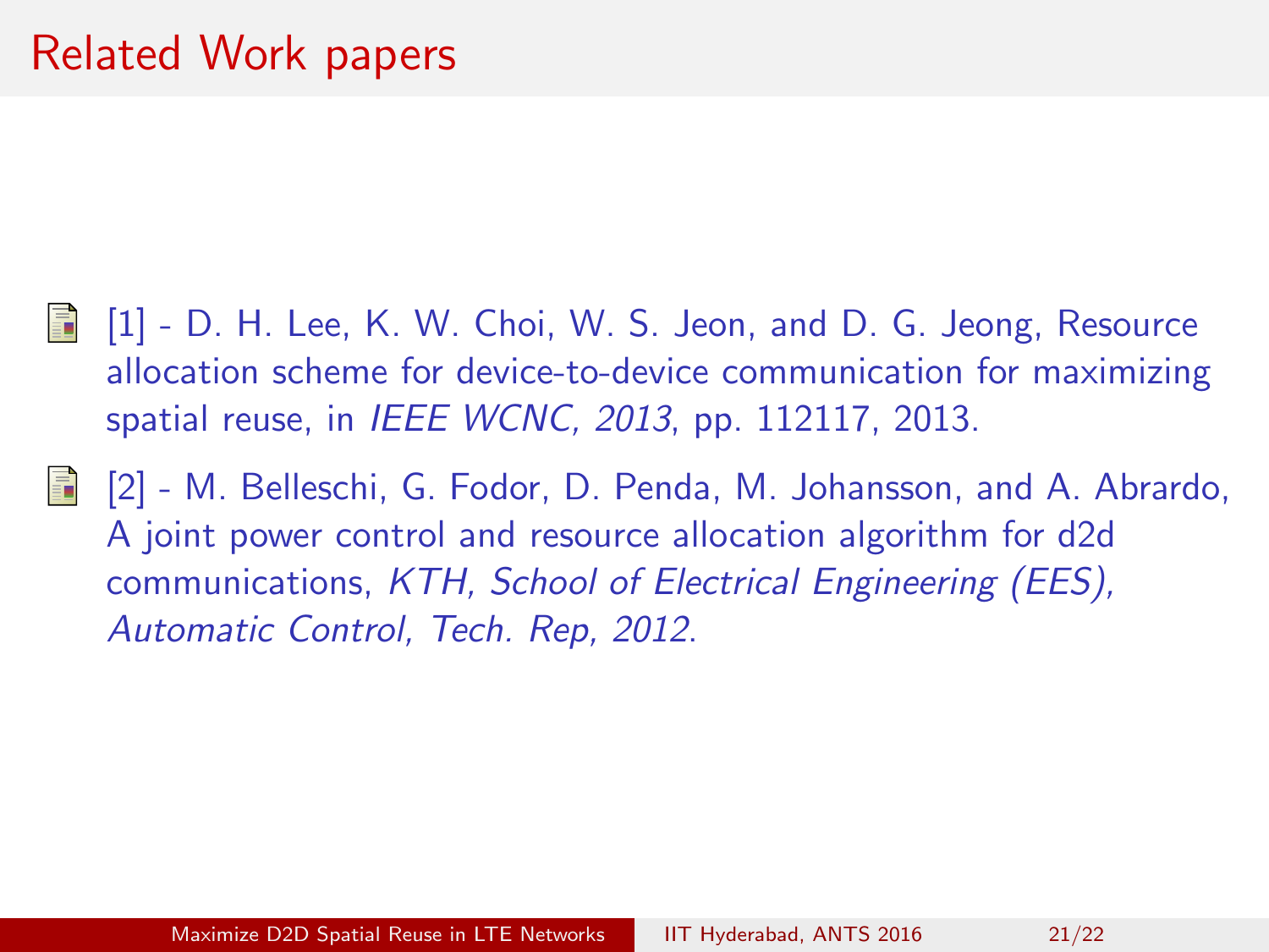# Related Work papers

- [1] - D. H. Lee, K. W. Choi, W. S. Jeon, and D. G. Jeong, Resource allocation scheme for device-to-device communication for maximizing spatial reuse, in *IEEE WCNC, 2013*, pp. 112117, 2013.

- [2] - M. Belleschi, G. Fodor, D. Penda, M. Johansson, and A. Abrardo, A joint power control and resource allocation algorithm for d2d communications, *KTH, School of Electrical Engineering (EES), Automatic Control, Tech. Rep, 2012*.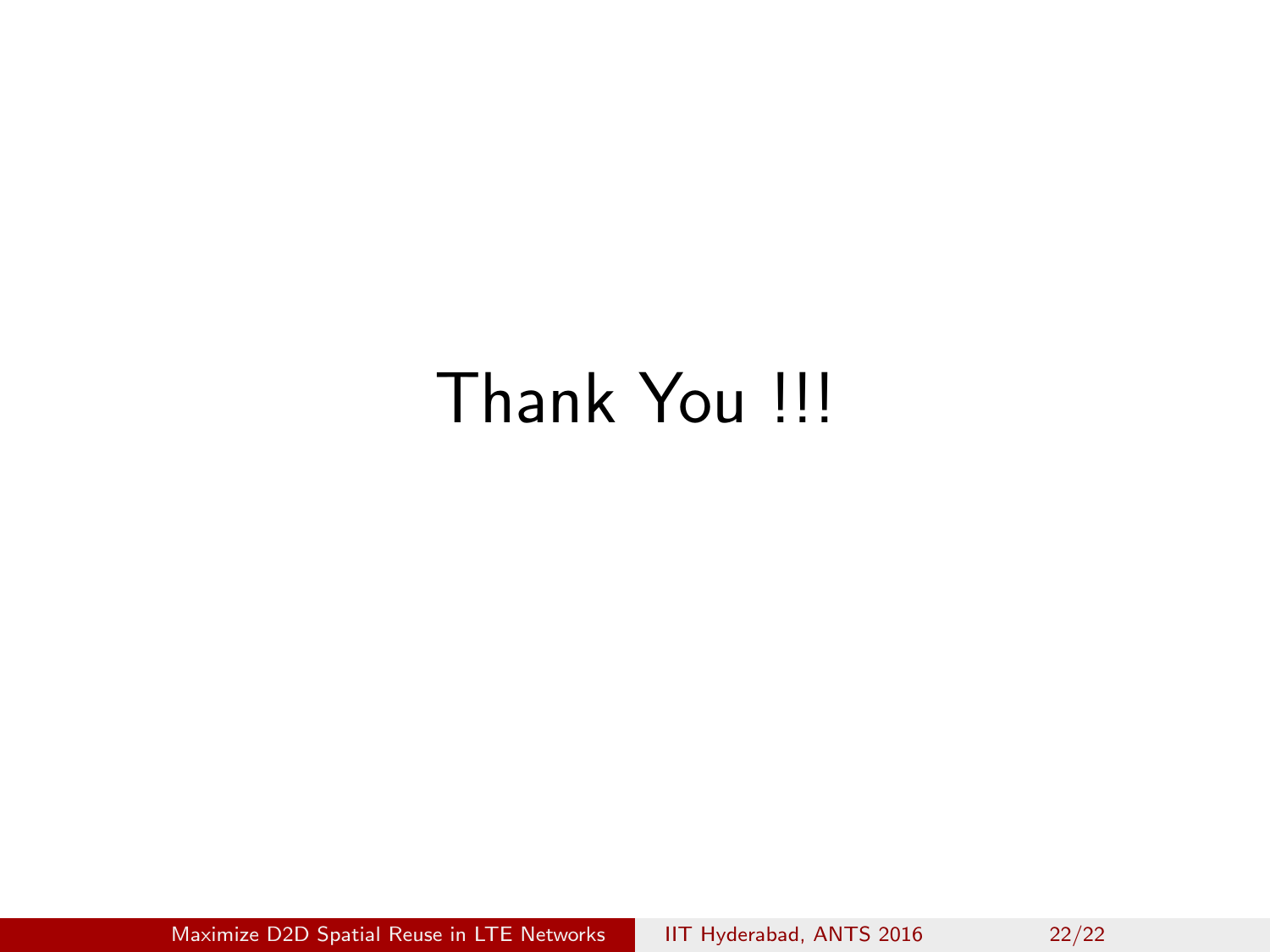# Thank You !!!